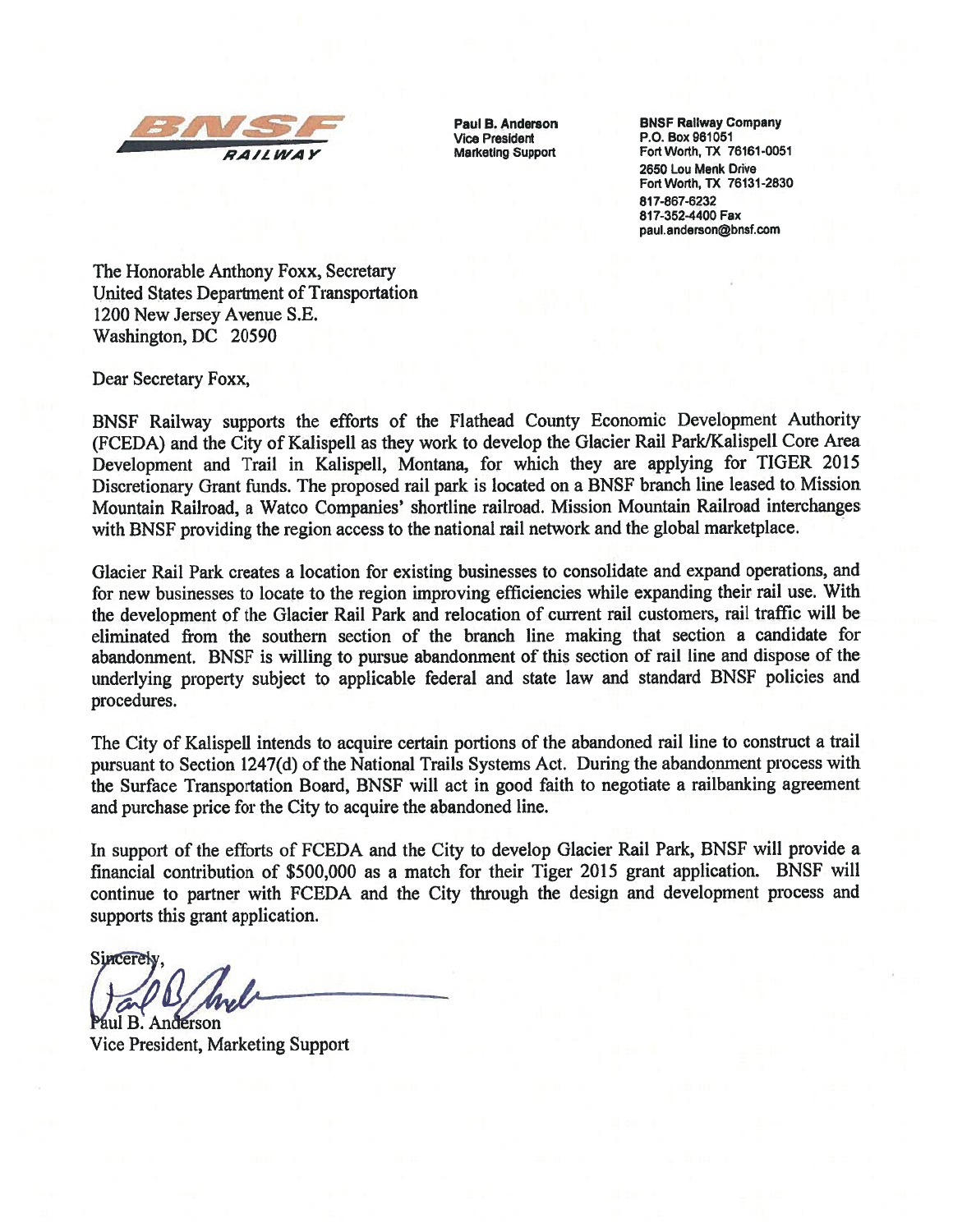**BNSF RAILWAY**

**Paul B. Anderson**
**Vice President**
**Marketing Support**

**BNSF Railway Company**
**P.O. Box 961051**
**Fort Worth, TX 76161-0051**
**2650 Lou Menk Drive**
**Fort Worth, TX 76131-2830**
**817-867-6232**
**817-352-4400 Fax**
**paul.anderson@bnsf.com**

The Honorable Anthony Foxx, Secretary
United States Department of Transportation
1200 New Jersey Avenue S.E.
Washington, DC 20590

Dear Secretary Foxx,

BNSF Railway supports the efforts of the Flathead County Economic Development Authority (FCEDA) and the City of Kalispell as they work to develop the Glacier Rail Park/Kalispell Core Area Development and Trail in Kalispell, Montana, for which they are applying for TIGER 2015 Discretionary Grant funds. The proposed rail park is located on a BNSF branch line leased to Mission Mountain Railroad, a Watco Companies' shortline railroad. Mission Mountain Railroad interchanges with BNSF providing the region access to the national rail network and the global marketplace.

Glacier Rail Park creates a location for existing businesses to consolidate and expand operations, and for new businesses to locate to the region improving efficiencies while expanding their rail use. With the development of the Glacier Rail Park and relocation of current rail customers, rail traffic will be eliminated from the southern section of the branch line making that section a candidate for abandonment. BNSF is willing to pursue abandonment of this section of rail line and dispose of the underlying property subject to applicable federal and state law and standard BNSF policies and procedures.

The City of Kalispell intends to acquire certain portions of the abandoned rail line to construct a trail pursuant to Section 1247(d) of the National Trails Systems Act. During the abandonment process with the Surface Transportation Board, BNSF will act in good faith to negotiate a railbanking agreement and purchase price for the City to acquire the abandoned line.

In support of the efforts of FCEDA and the City to develop Glacier Rail Park, BNSF will provide a financial contribution of $500,000 as a match for their Tiger 2015 grant application. BNSF will continue to partner with FCEDA and the City through the design and development process and supports this grant application.

Sincerely,

Paul B. Anderson
Vice President, Marketing Support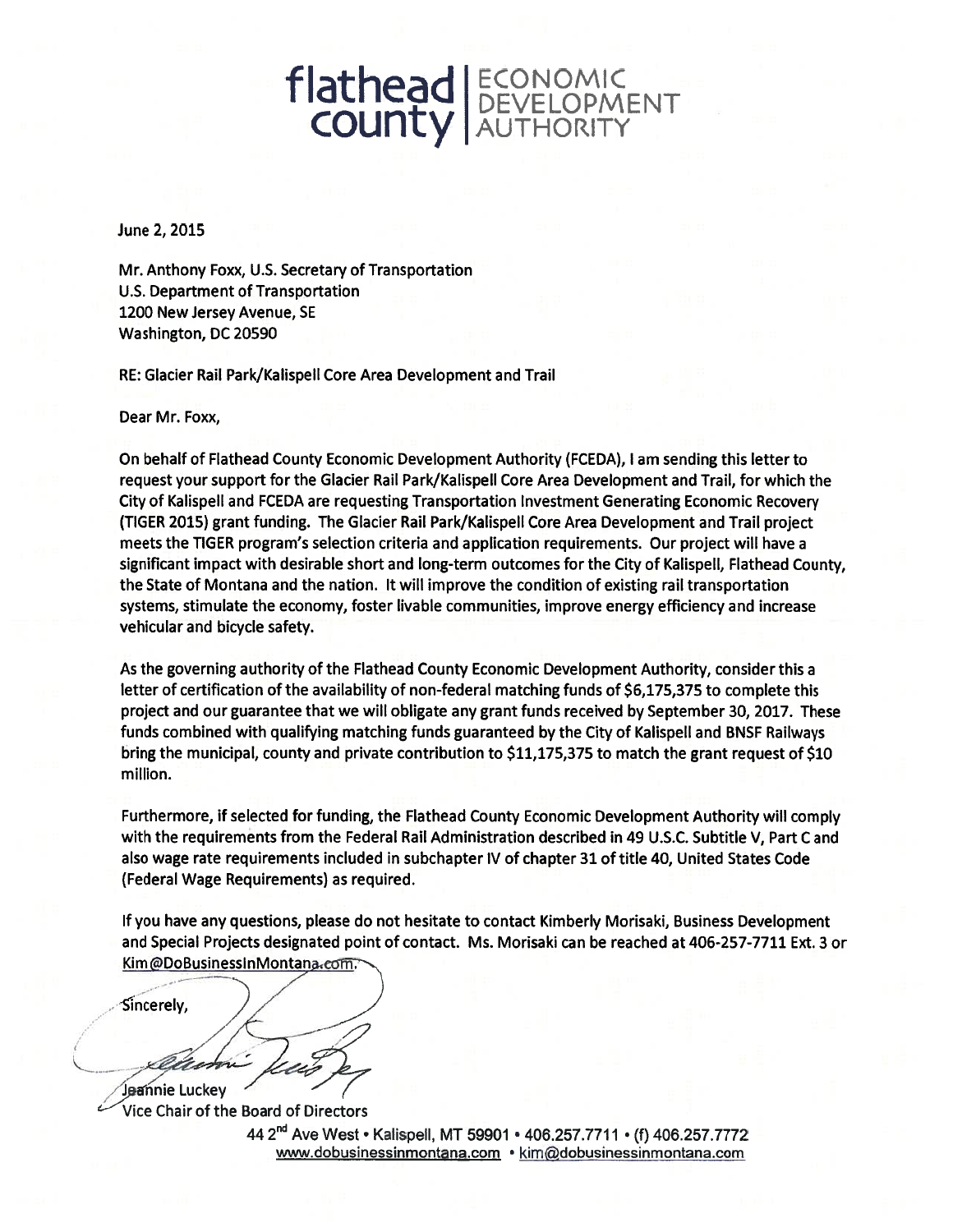**flathead county** | ECONOMIC DEVELOPMENT AUTHORITY

June 2, 2015

Mr. Anthony Foxx, U.S. Secretary of Transportation
U.S. Department of Transportation
1200 New Jersey Avenue, SE
Washington, DC 20590

RE: Glacier Rail Park/Kalispell Core Area Development and Trail

Dear Mr. Foxx,

On behalf of Flathead County Economic Development Authority (FCEDA), I am sending this letter to request your support for the Glacier Rail Park/Kalispell Core Area Development and Trail, for which the City of Kalispell and FCEDA are requesting Transportation Investment Generating Economic Recovery (TIGER 2015) grant funding. The Glacier Rail Park/Kalispell Core Area Development and Trail project meets the TIGER program's selection criteria and application requirements. Our project will have a significant impact with desirable short and long-term outcomes for the City of Kalispell, Flathead County, the State of Montana and the nation. It will improve the condition of existing rail transportation systems, stimulate the economy, foster livable communities, improve energy efficiency and increase vehicular and bicycle safety.

As the governing authority of the Flathead County Economic Development Authority, consider this a letter of certification of the availability of non-federal matching funds of $6,175,375 to complete this project and our guarantee that we will obligate any grant funds received by September 30, 2017. These funds combined with qualifying matching funds guaranteed by the City of Kalispell and BNSF Railways bring the municipal, county and private contribution to $11,175,375 to match the grant request of $10 million.

Furthermore, if selected for funding, the Flathead County Economic Development Authority will comply with the requirements from the Federal Rail Administration described in 49 U.S.C. Subtitle V, Part C and also wage rate requirements included in subchapter IV of chapter 31 of title 40, United States Code (Federal Wage Requirements) as required.

If you have any questions, please do not hesitate to contact Kimberly Morisaki, Business Development and Special Projects designated point of contact. Ms. Morisaki can be reached at 406-257-7711 Ext. 3 or Kim@DoBusinessInMontana.com.

Sincerely,

Jeannie Luckey
Vice Chair of the Board of Directors

44 2nd Ave West • Kalispell, MT 59901 • 406.257.7711 • (f) 406.257.7772
www.dobusinessinmontana.com • kim@dobusinessinmontana.com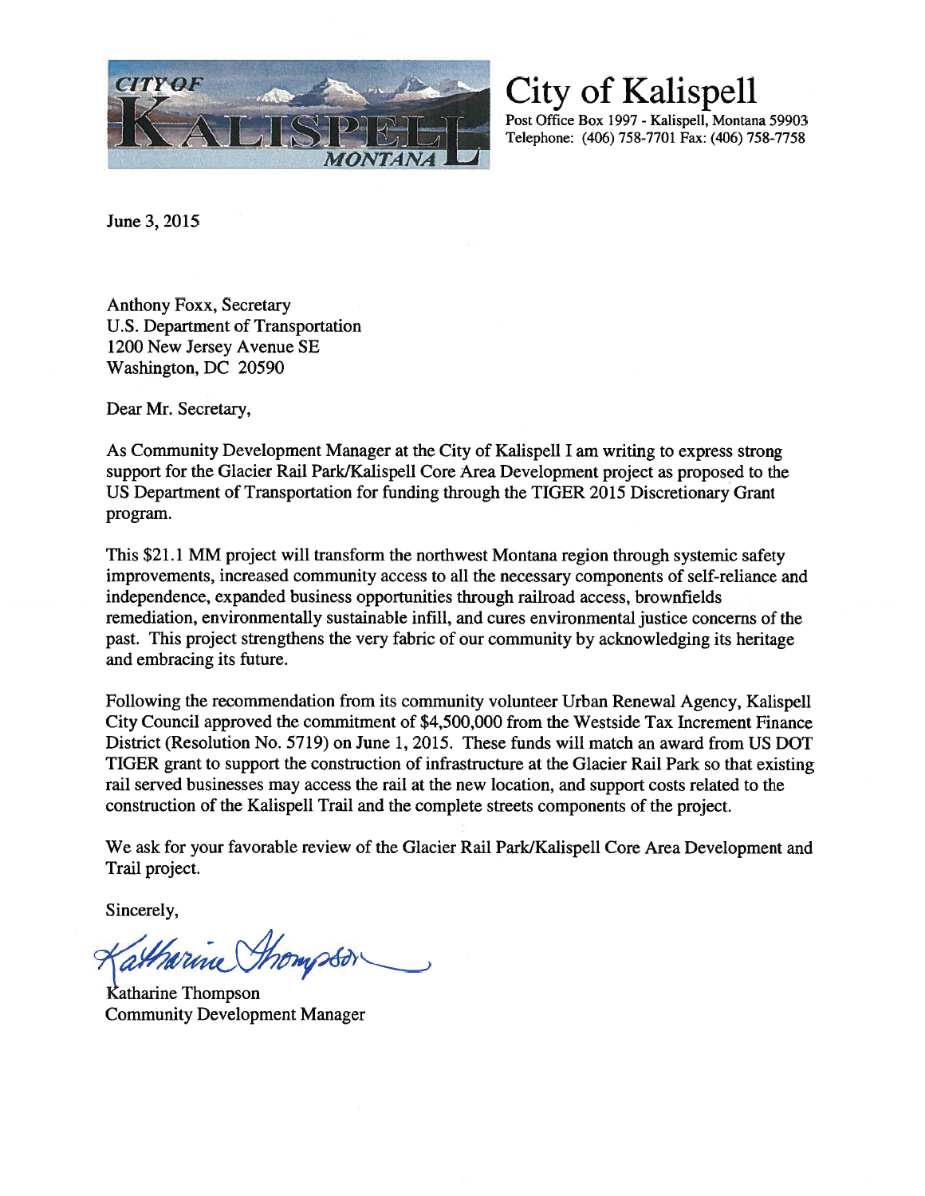City of Kalispell

Post Office Box 1997 - Kalispell, Montana 59903
Telephone: (406) 758-7701 Fax: (406) 758-7758

June 3, 2015

Anthony Foxx, Secretary
U.S. Department of Transportation
1200 New Jersey Avenue SE
Washington, DC 20590

Dear Mr. Secretary,

As Community Development Manager at the City of Kalispell I am writing to express strong support for the Glacier Rail Park/Kalispell Core Area Development project as proposed to the US Department of Transportation for funding through the TIGER 2015 Discretionary Grant program.

This $21.1 MM project will transform the northwest Montana region through systemic safety improvements, increased community access to all the necessary components of self-reliance and independence, expanded business opportunities through railroad access, brownfields remediation, environmentally sustainable infill, and cures environmental justice concerns of the past. This project strengthens the very fabric of our community by acknowledging its heritage and embracing its future.

Following the recommendation from its community volunteer Urban Renewal Agency, Kalispell City Council approved the commitment of $4,500,000 from the Westside Tax Increment Finance District (Resolution No. 5719) on June 1, 2015. These funds will match an award from US DOT TIGER grant to support the construction of infrastructure at the Glacier Rail Park so that existing rail served businesses may access the rail at the new location, and support costs related to the construction of the Kalispell Trail and the complete streets components of the project.

We ask for your favorable review of the Glacier Rail Park/Kalispell Core Area Development and Trail project.

Sincerely,

Katharine Thompson
Community Development Manager